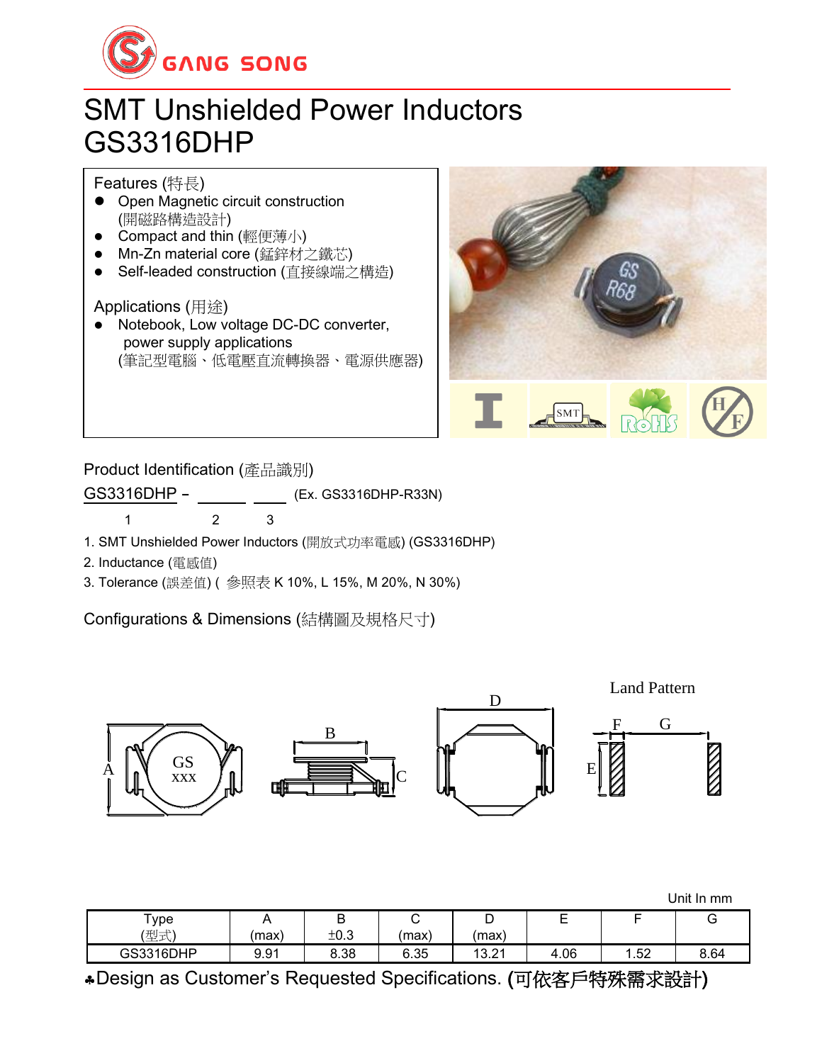GANG SONG

# SMT Unshielded Power Inductors
# GS3316DHP

## Features (特長)

- Open Magnetic circuit construction (開磁路構造設計)
- Compact and thin (輕便薄小)
- Mn-Zn material core (錳鋅材之鐵芯)
- Self-leaded construction (直接線端之構造)

## Applications (用途)

- Notebook, Low voltage DC-DC converter, power supply applications (筆記型電腦、低電壓直流轉換器、電源供應器)

## Product Identification (產品識別)

GS3316DHP – ______ ____ (Ex. GS3316DHP-R33N)

1 2 3

1. SMT Unshielded Power Inductors (開放式功率電感) (GS3316DHP)
2. Inductance (電感值)
3. Tolerance (誤差值) ( 參照表 K 10%, L 15%, M 20%, N 30%)

## Configurations & Dimensions (結構圖及規格尺寸)

Land Pattern

Unit In mm

| Type (型式) | A (max) | B ±0.3 | C (max) | D (max) | E | F | G |
|---|---|---|---|---|---|---|---|
| GS3316DHP | 9.91 | 8.38 | 6.35 | 13.21 | 4.06 | 1.52 | 8.64 |

♣Design as Customer's Requested Specifications. (可依客戶特殊需求設計)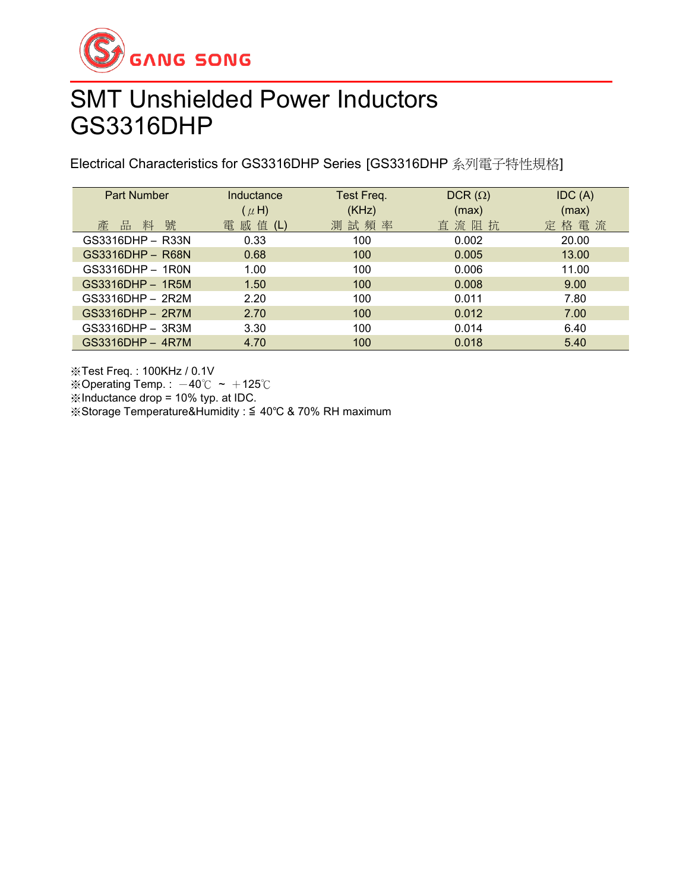GANG SONG

# SMT Unshielded Power Inductors
# GS3316DHP

Electrical Characteristics for GS3316DHP Series [GS3316DHP 系列電子特性規格]

| Part Number<br>產 品 料 號 | Inductance<br>(μH)<br>電 感 值 (L) | Test Freq.<br>(KHz)<br>測 試 頻 率 | DCR (Ω)<br>(max)<br>直 流 阻 抗 | IDC (A)<br>(max)<br>定 格 電 流 |
|---|---|---|---|---|
| GS3316DHP－ R33N | 0.33 | 100 | 0.002 | 20.00 |
| GS3316DHP－ R68N | 0.68 | 100 | 0.005 | 13.00 |
| GS3316DHP－ 1R0N | 1.00 | 100 | 0.006 | 11.00 |
| GS3316DHP－ 1R5M | 1.50 | 100 | 0.008 | 9.00 |
| GS3316DHP－ 2R2M | 2.20 | 100 | 0.011 | 7.80 |
| GS3316DHP－ 2R7M | 2.70 | 100 | 0.012 | 7.00 |
| GS3316DHP－ 3R3M | 3.30 | 100 | 0.014 | 6.40 |
| GS3316DHP－ 4R7M | 4.70 | 100 | 0.018 | 5.40 |

※Test Freq. : 100KHz / 0.1V
※Operating Temp. : －40℃ ~ ＋125℃
※Inductance drop = 10% typ. at IDC.
※Storage Temperature&Humidity : ≦ 40℃ & 70% RH maximum